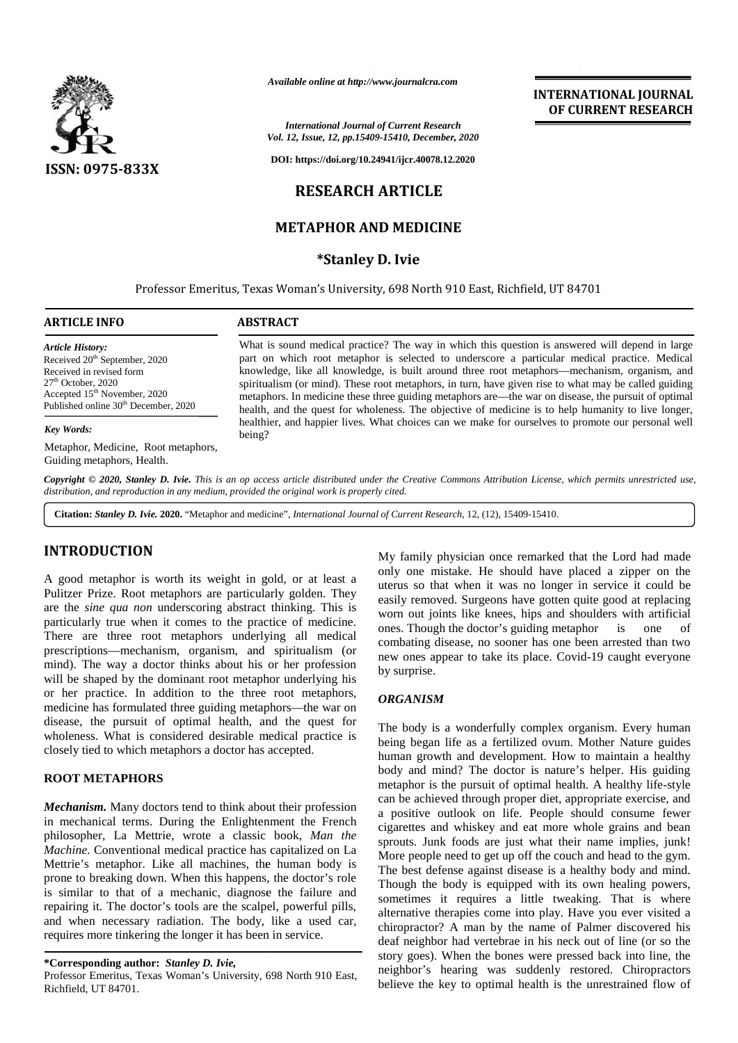Available online at http://www.journalcra.com

International Journal of Current Research
Vol. 12, Issue, 12, pp.15409-15410, December, 2020

DOI: https://doi.org/10.24941/ijcr.40078.12.2020

INTERNATIONAL JOURNAL OF CURRENT RESEARCH

ISSN: 0975-833X

**RESEARCH ARTICLE**

# METAPHOR AND MEDICINE

**\*Stanley D. Ivie**

Professor Emeritus, Texas Woman's University, 698 North 910 East, Richfield, UT 84701

**ARTICLE INFO**

*Article History:*
Received 20th September, 2020
Received in revised form
27th October, 2020
Accepted 15th November, 2020
Published online 30th December, 2020

*Key Words:*
Metaphor, Medicine, Root metaphors, Guiding metaphors, Health.

**ABSTRACT**

What is sound medical practice? The way in which this question is answered will depend in large part on which root metaphor is selected to underscore a particular medical practice. Medical knowledge, like all knowledge, is built around three root metaphors—mechanism, organism, and spiritualism (or mind). These root metaphors, in turn, have given rise to what may be called guiding metaphors. In medicine these three guiding metaphors are—the war on disease, the pursuit of optimal health, and the quest for wholeness. The objective of medicine is to help humanity to live longer, healthier, and happier lives. What choices can we make for ourselves to promote our personal well being?

*Copyright © 2020, Stanley D. Ivie. This is an op access article distributed under the Creative Commons Attribution License, which permits unrestricted use, distribution, and reproduction in any medium, provided the original work is properly cited.*

**Citation:** *Stanley D. Ivie.* **2020.** "Metaphor and medicine", *International Journal of Current Research*, 12, (12), 15409-15410.

## INTRODUCTION

A good metaphor is worth its weight in gold, or at least a Pulitzer Prize. Root metaphors are particularly golden. They are the *sine qua non* underscoring abstract thinking. This is particularly true when it comes to the practice of medicine. There are three root metaphors underlying all medical prescriptions—mechanism, organism, and spiritualism (or mind). The way a doctor thinks about his or her profession will be shaped by the dominant root metaphor underlying his or her practice. In addition to the three root metaphors, medicine has formulated three guiding metaphors—the war on disease, the pursuit of optimal health, and the quest for wholeness. What is considered desirable medical practice is closely tied to which metaphors a doctor has accepted.

## ROOT METAPHORS

***Mechanism.*** Many doctors tend to think about their profession in mechanical terms. During the Enlightenment the French philosopher, La Mettrie, wrote a classic book, *Man the Machine.* Conventional medical practice has capitalized on La Mettrie's metaphor. Like all machines, the human body is prone to breaking down. When this happens, the doctor's role is similar to that of a mechanic, diagnose the failure and repairing it. The doctor's tools are the scalpel, powerful pills, and when necessary radiation. The body, like a used car, requires more tinkering the longer it has been in service.

My family physician once remarked that the Lord had made only one mistake. He should have placed a zipper on the uterus so that when it was no longer in service it could be easily removed. Surgeons have gotten quite good at replacing worn out joints like knees, hips and shoulders with artificial ones. Though the doctor's guiding metaphor is one of combating disease, no sooner has one been arrested than two new ones appear to take its place. Covid-19 caught everyone by surprise.

### *ORGANISM*

The body is a wonderfully complex organism. Every human being began life as a fertilized ovum. Mother Nature guides human growth and development. How to maintain a healthy body and mind? The doctor is nature's helper. His guiding metaphor is the pursuit of optimal health. A healthy life-style can be achieved through proper diet, appropriate exercise, and a positive outlook on life. People should consume fewer cigarettes and whiskey and eat more whole grains and bean sprouts. Junk foods are just what their name implies, junk! More people need to get up off the couch and head to the gym. The best defense against disease is a healthy body and mind. Though the body is equipped with its own healing powers, sometimes it requires a little tweaking. That is where alternative therapies come into play. Have you ever visited a chiropractor? A man by the name of Palmer discovered his deaf neighbor had vertebrae in his neck out of line (or so the story goes). When the bones were pressed back into line, the neighbor's hearing was suddenly restored. Chiropractors believe the key to optimal health is the unrestrained flow of

**\*Corresponding author:** *Stanley D. Ivie,*
Professor Emeritus, Texas Woman's University, 698 North 910 East, Richfield, UT 84701.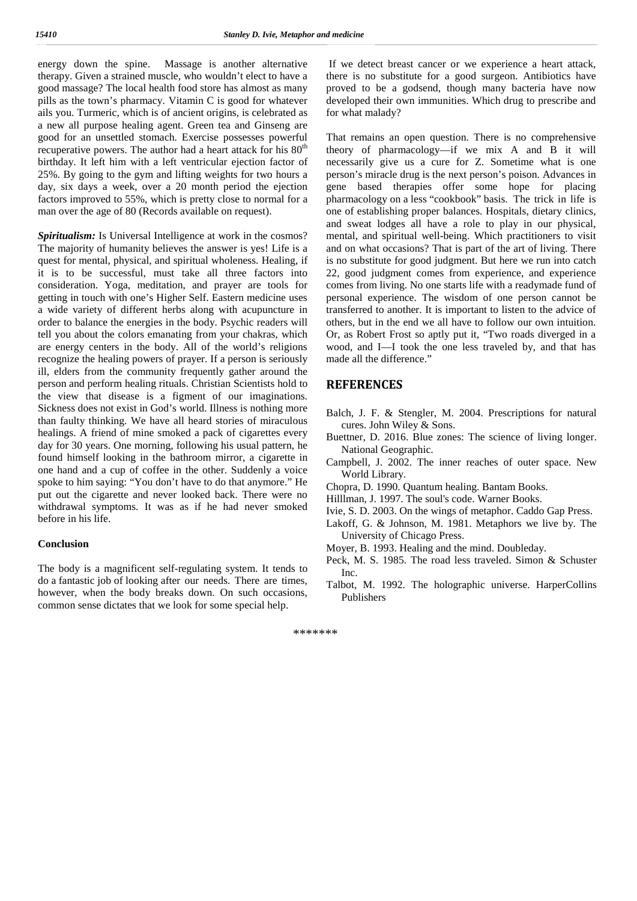energy down the spine. Massage is another alternative therapy. Given a strained muscle, who wouldn't elect to have a good massage? The local health food store has almost as many pills as the town's pharmacy. Vitamin C is good for whatever ails you. Turmeric, which is of ancient origins, is celebrated as a new all purpose healing agent. Green tea and Ginseng are good for an unsettled stomach. Exercise possesses powerful recuperative powers. The author had a heart attack for his 80th birthday. It left him with a left ventricular ejection factor of 25%. By going to the gym and lifting weights for two hours a day, six days a week, over a 20 month period the ejection factors improved to 55%, which is pretty close to normal for a man over the age of 80 (Records available on request).

***Spiritualism:*** Is Universal Intelligence at work in the cosmos? The majority of humanity believes the answer is yes! Life is a quest for mental, physical, and spiritual wholeness. Healing, if it is to be successful, must take all three factors into consideration. Yoga, meditation, and prayer are tools for getting in touch with one's Higher Self. Eastern medicine uses a wide variety of different herbs along with acupuncture in order to balance the energies in the body. Psychic readers will tell you about the colors emanating from your chakras, which are energy centers in the body. All of the world's religions recognize the healing powers of prayer. If a person is seriously ill, elders from the community frequently gather around the person and perform healing rituals. Christian Scientists hold to the view that disease is a figment of our imaginations. Sickness does not exist in God's world. Illness is nothing more than faulty thinking. We have all heard stories of miraculous healings. A friend of mine smoked a pack of cigarettes every day for 30 years. One morning, following his usual pattern, he found himself looking in the bathroom mirror, a cigarette in one hand and a cup of coffee in the other. Suddenly a voice spoke to him saying: "You don't have to do that anymore." He put out the cigarette and never looked back. There were no withdrawal symptoms. It was as if he had never smoked before in his life.

## Conclusion

The body is a magnificent self-regulating system. It tends to do a fantastic job of looking after our needs. There are times, however, when the body breaks down. On such occasions, common sense dictates that we look for some special help. If we detect breast cancer or we experience a heart attack, there is no substitute for a good surgeon. Antibiotics have proved to be a godsend, though many bacteria have now developed their own immunities. Which drug to prescribe and for what malady?

That remains an open question. There is no comprehensive theory of pharmacology—if we mix A and B it will necessarily give us a cure for Z. Sometime what is one person's miracle drug is the next person's poison. Advances in gene based therapies offer some hope for placing pharmacology on a less "cookbook" basis. The trick in life is one of establishing proper balances. Hospitals, dietary clinics, and sweat lodges all have a role to play in our physical, mental, and spiritual well-being. Which practitioners to visit and on what occasions? That is part of the art of living. There is no substitute for good judgment. But here we run into catch 22, good judgment comes from experience, and experience comes from living. No one starts life with a readymade fund of personal experience. The wisdom of one person cannot be transferred to another. It is important to listen to the advice of others, but in the end we all have to follow our own intuition. Or, as Robert Frost so aptly put it, "Two roads diverged in a wood, and I—I took the one less traveled by, and that has made all the difference."

## REFERENCES

- Balch, J. F. & Stengler, M. 2004. Prescriptions for natural cures. John Wiley & Sons.
- Buettner, D. 2016. Blue zones: The science of living longer. National Geographic.
- Campbell, J. 2002. The inner reaches of outer space. New World Library.
- Chopra, D. 1990. Quantum healing. Bantam Books.
- Hilllman, J. 1997. The soul's code. Warner Books.
- Ivie, S. D. 2003. On the wings of metaphor. Caddo Gap Press.
- Lakoff, G. & Johnson, M. 1981. Metaphors we live by. The University of Chicago Press.
- Moyer, B. 1993. Healing and the mind. Doubleday.
- Peck, M. S. 1985. The road less traveled. Simon & Schuster Inc.
- Talbot, M. 1992. The holographic universe. HarperCollins Publishers

*******